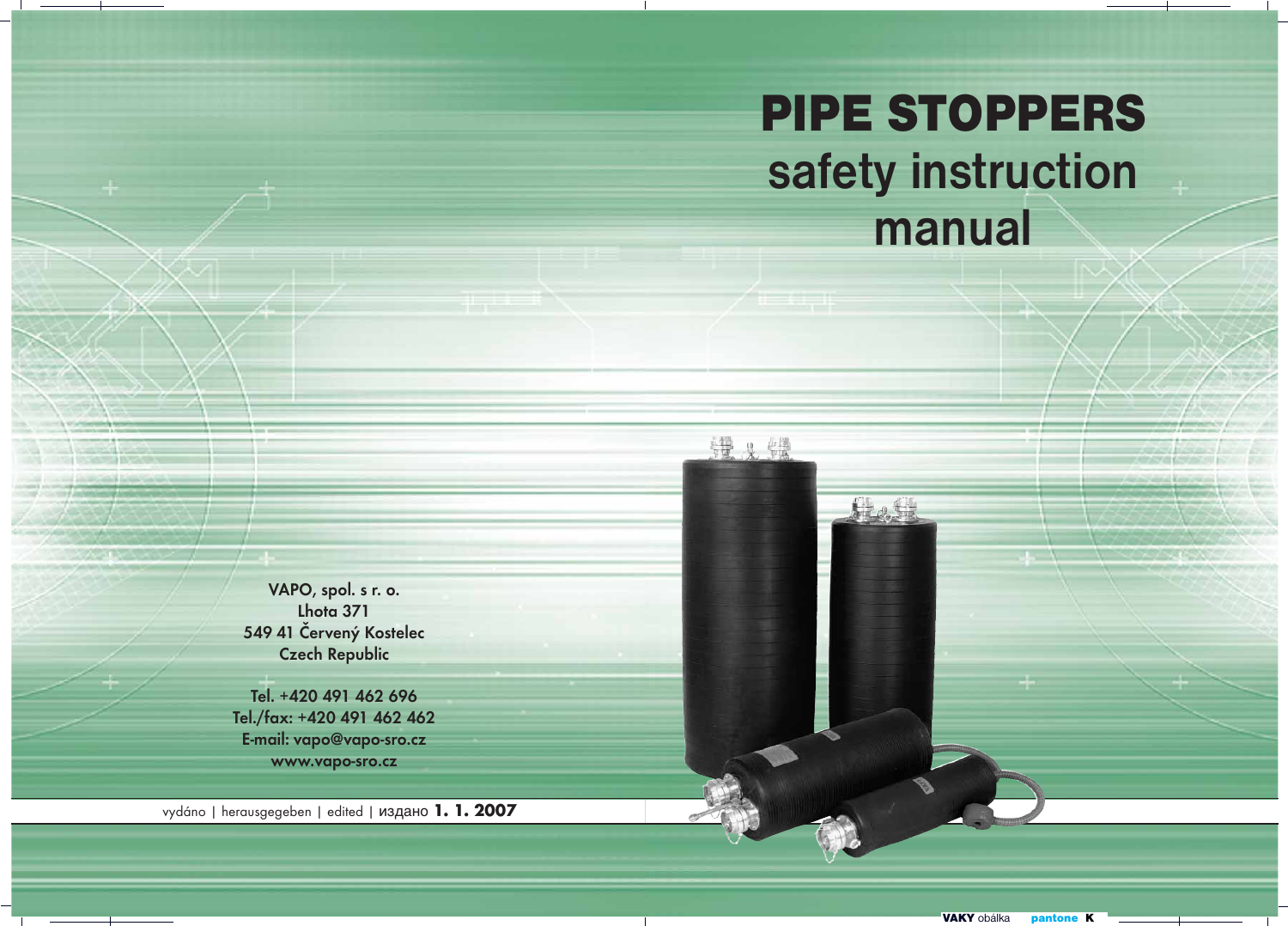# PIPE STOPPERS

## safety instruction manual

VAPO, spol. s r. o.
Lhota 371
549 41 Červený Kostelec
Czech Republic

Tel. +420 491 462 696
Tel./fax: +420 491 462 462
E-mail: vapo@vapo-sro.cz
www.vapo-sro.cz

vydáno | herausgegeben | edited | издано **1. 1. 2007**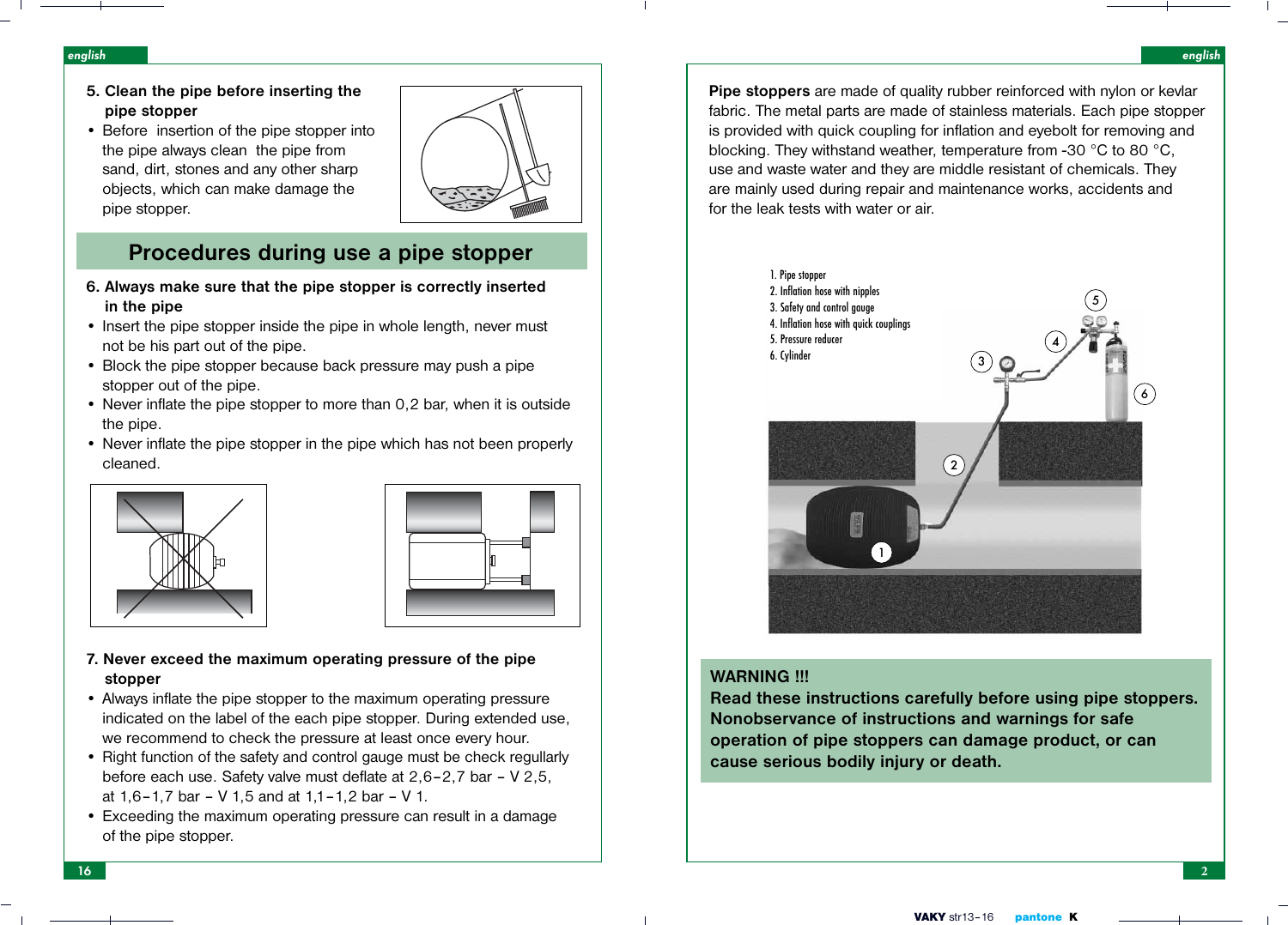## 5. Clean the pipe before inserting the pipe stopper

- Before insertion of the pipe stopper into the pipe always clean the pipe from sand, dirt, stones and any other sharp objects, which can make damage the pipe stopper.

# Procedures during use a pipe stopper

## 6. Always make sure that the pipe stopper is correctly inserted in the pipe

- Insert the pipe stopper inside the pipe in whole length, never must not be his part out of the pipe.
- Block the pipe stopper because back pressure may push a pipe stopper out of the pipe.
- Never inflate the pipe stopper to more than 0,2 bar, when it is outside the pipe.
- Never inflate the pipe stopper in the pipe which has not been properly cleaned.

## 7. Never exceed the maximum operating pressure of the pipe stopper

- Always inflate the pipe stopper to the maximum operating pressure indicated on the label of the each pipe stopper. During extended use, we recommend to check the pressure at least once every hour.
- Right function of the safety and control gauge must be check regullarly before each use. Safety valve must deflate at 2,6–2,7 bar – V 2,5, at 1,6–1,7 bar – V 1,5 and at 1,1–1,2 bar – V 1.
- Exceeding the maximum operating pressure can result in a damage of the pipe stopper.

**Pipe stoppers** are made of quality rubber reinforced with nylon or kevlar fabric. The metal parts are made of stainless materials. Each pipe stopper is provided with quick coupling for inflation and eyebolt for removing and blocking. They withstand weather, temperature from -30 °C to 80 °C, use and waste water and they are middle resistant of chemicals. They are mainly used during repair and maintenance works, accidents and for the leak tests with water or air.

1. Pipe stopper
2. Inflation hose with nipples
3. Safety and control gauge
4. Inflation hose with quick couplings
5. Pressure reducer
6. Cylinder

**WARNING !!!**
**Read these instructions carefully before using pipe stoppers. Nonobservance of instructions and warnings for safe operation of pipe stoppers can damage product, or can cause serious bodily injury or death.**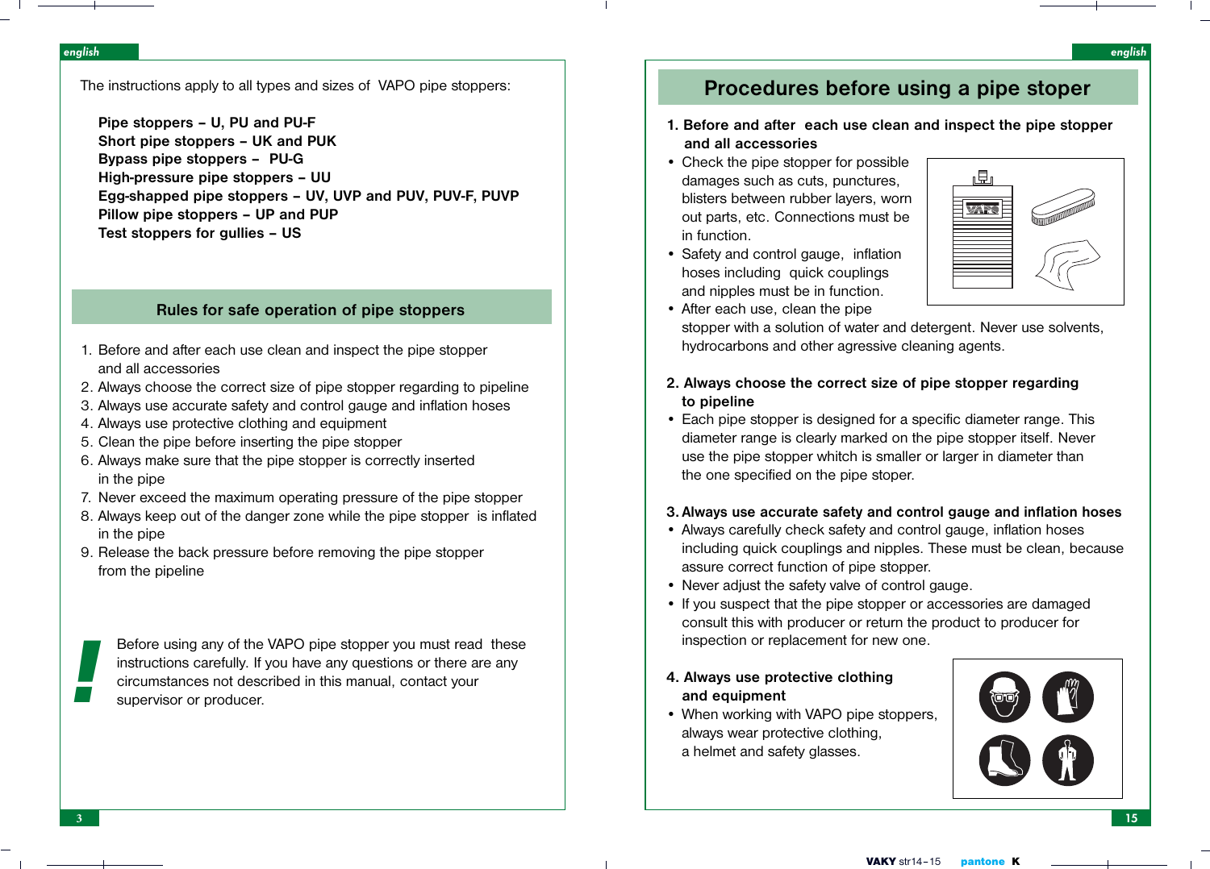The instructions apply to all types and sizes of VAPO pipe stoppers:

**Pipe stoppers – U, PU and PU-F**
**Short pipe stoppers – UK and PUK**
**Bypass pipe stoppers – PU-G**
**High-pressure pipe stoppers – UU**
**Egg-shapped pipe stoppers – UV, UVP and PUV, PUV-F, PUVP**
**Pillow pipe stoppers – UP and PUP**
**Test stoppers for gullies – US**

## Rules for safe operation of pipe stoppers

1. Before and after each use clean and inspect the pipe stopper and all accessories
2. Always choose the correct size of pipe stopper regarding to pipeline
3. Always use accurate safety and control gauge and inflation hoses
4. Always use protective clothing and equipment
5. Clean the pipe before inserting the pipe stopper
6. Always make sure that the pipe stopper is correctly inserted in the pipe
7. Never exceed the maximum operating pressure of the pipe stopper
8. Always keep out of the danger zone while the pipe stopper is inflated in the pipe
9. Release the back pressure before removing the pipe stopper from the pipeline

**!** Before using any of the VAPO pipe stopper you must read these instructions carefully. If you have any questions or there are any circumstances not described in this manual, contact your supervisor or producer.

## Procedures before using a pipe stoper

**1. Before and after each use clean and inspect the pipe stopper and all accessories**

- Check the pipe stopper for possible damages such as cuts, punctures, blisters between rubber layers, worn out parts, etc. Connections must be in function.
- Safety and control gauge, inflation hoses including quick couplings and nipples must be in function.
- After each use, clean the pipe stopper with a solution of water and detergent. Never use solvents, hydrocarbons and other agressive cleaning agents.

**2. Always choose the correct size of pipe stopper regarding to pipeline**

- Each pipe stopper is designed for a specific diameter range. This diameter range is clearly marked on the pipe stopper itself. Never use the pipe stopper which is smaller or larger in diameter than the one specified on the pipe stoper.

**3. Always use accurate safety and control gauge and inflation hoses**

- Always carefully check safety and control gauge, inflation hoses including quick couplings and nipples. These must be clean, because assure correct function of pipe stopper.
- Never adjust the safety valve of control gauge.
- If you suspect that the pipe stopper or accessories are damaged consult this with producer or return the product to producer for inspection or replacement for new one.

**4. Always use protective clothing and equipment**

- When working with VAPO pipe stoppers, always wear protective clothing, a helmet and safety glasses.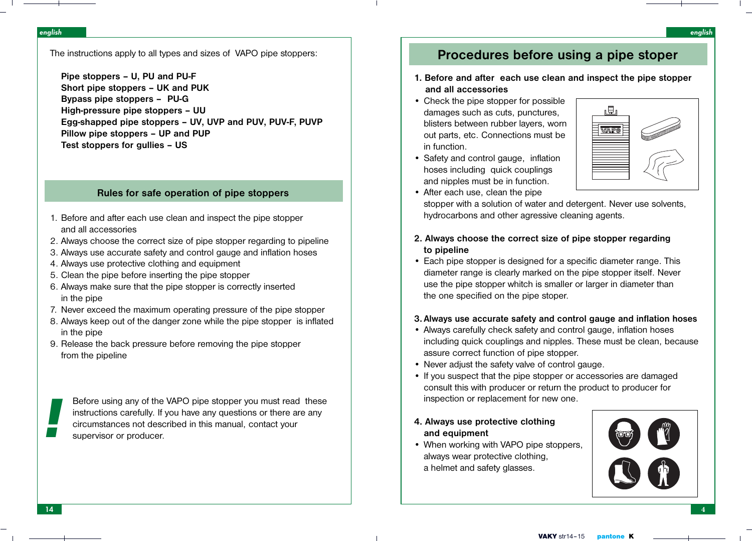The instructions apply to all types and sizes of VAPO pipe stoppers:

**Pipe stoppers – U, PU and PU-F**
**Short pipe stoppers – UK and PUK**
**Bypass pipe stoppers – PU-G**
**High-pressure pipe stoppers – UU**
**Egg-shapped pipe stoppers – UV, UVP and PUV, PUV-F, PUVP**
**Pillow pipe stoppers – UP and PUP**
**Test stoppers for gullies – US**

## Rules for safe operation of pipe stoppers

1. Before and after each use clean and inspect the pipe stopper and all accessories
2. Always choose the correct size of pipe stopper regarding to pipeline
3. Always use accurate safety and control gauge and inflation hoses
4. Always use protective clothing and equipment
5. Clean the pipe before inserting the pipe stopper
6. Always make sure that the pipe stopper is correctly inserted in the pipe
7. Never exceed the maximum operating pressure of the pipe stopper
8. Always keep out of the danger zone while the pipe stopper is inflated in the pipe
9. Release the back pressure before removing the pipe stopper from the pipeline

**!** Before using any of the VAPO pipe stopper you must read these instructions carefully. If you have any questions or there are any circumstances not described in this manual, contact your supervisor or producer.

## Procedures before using a pipe stoper

**1. Before and after each use clean and inspect the pipe stopper and all accessories**

- Check the pipe stopper for possible damages such as cuts, punctures, blisters between rubber layers, worn out parts, etc. Connections must be in function.
- Safety and control gauge, inflation hoses including quick couplings and nipples must be in function.
- After each use, clean the pipe stopper with a solution of water and detergent. Never use solvents, hydrocarbons and other agressive cleaning agents.

**2. Always choose the correct size of pipe stopper regarding to pipeline**

- Each pipe stopper is designed for a specific diameter range. This diameter range is clearly marked on the pipe stopper itself. Never use the pipe stopper which is smaller or larger in diameter than the one specified on the pipe stoper.

**3. Always use accurate safety and control gauge and inflation hoses**

- Always carefully check safety and control gauge, inflation hoses including quick couplings and nipples. These must be clean, because assure correct function of pipe stopper.
- Never adjust the safety valve of control gauge.
- If you suspect that the pipe stopper or accessories are damaged consult this with producer or return the product to producer for inspection or replacement for new one.

**4. Always use protective clothing and equipment**

- When working with VAPO pipe stoppers, always wear protective clothing, a helmet and safety glasses.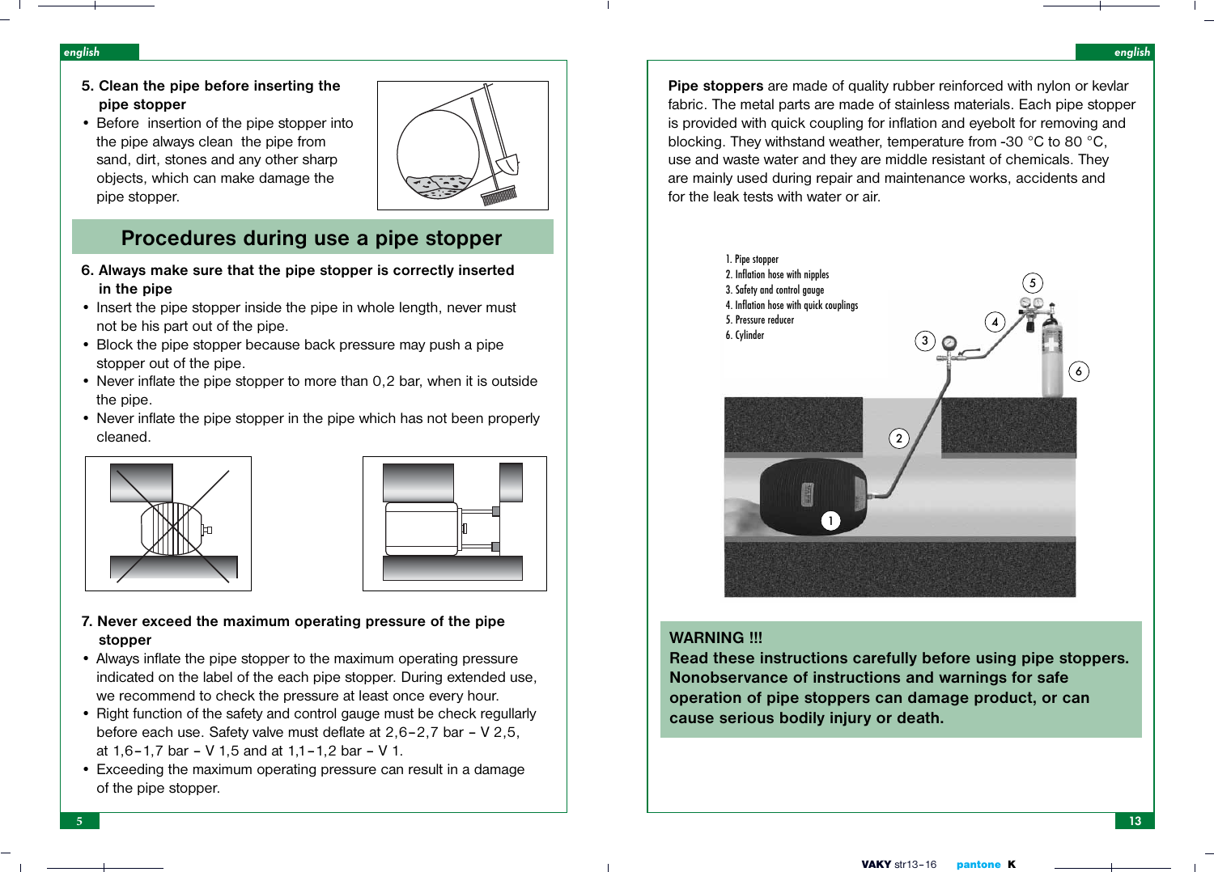**5. Clean the pipe before inserting the pipe stopper**

- Before insertion of the pipe stopper into the pipe always clean the pipe from sand, dirt, stones and any other sharp objects, which can make damage the pipe stopper.

## Procedures during use a pipe stopper

**6. Always make sure that the pipe stopper is correctly inserted in the pipe**

- Insert the pipe stopper inside the pipe in whole length, never must not be his part out of the pipe.
- Block the pipe stopper because back pressure may push a pipe stopper out of the pipe.
- Never inflate the pipe stopper to more than 0,2 bar, when it is outside the pipe.
- Never inflate the pipe stopper in the pipe which has not been properly cleaned.

**7. Never exceed the maximum operating pressure of the pipe stopper**

- Always inflate the pipe stopper to the maximum operating pressure indicated on the label of the each pipe stopper. During extended use, we recommend to check the pressure at least once every hour.
- Right function of the safety and control gauge must be check regullarly before each use. Safety valve must deflate at 2,6–2,7 bar – V 2,5, at 1,6–1,7 bar – V 1,5 and at 1,1–1,2 bar – V 1.
- Exceeding the maximum operating pressure can result in a damage of the pipe stopper.

**Pipe stoppers** are made of quality rubber reinforced with nylon or kevlar fabric. The metal parts are made of stainless materials. Each pipe stopper is provided with quick coupling for inflation and eyebolt for removing and blocking. They withstand weather, temperature from -30 °C to 80 °C, use and waste water and they are middle resistant of chemicals. They are mainly used during repair and maintenance works, accidents and for the leak tests with water or air.

1. Pipe stopper
2. Inflation hose with nipples
3. Safety and control gauge
4. Inflation hose with quick couplings
5. Pressure reducer
6. Cylinder

**WARNING !!!**
**Read these instructions carefully before using pipe stoppers. Nonobservance of instructions and warnings for safe operation of pipe stoppers can damage product, or can cause serious bodily injury or death.**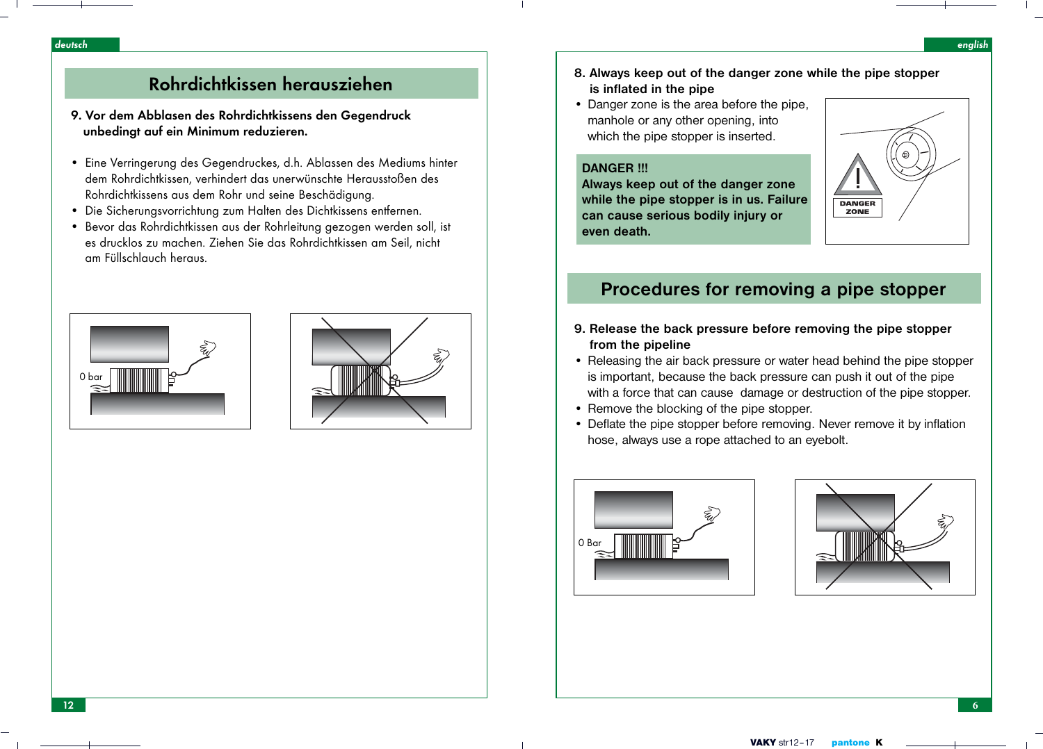deutsch

## Rohrdichtkissen herausziehen

**9. Vor dem Ablassen des Rohrdichtkissens den Gegendruck unbedingt auf ein Minimum reduzieren.**

- Eine Verringerung des Gegendruckes, d.h. Ablassen des Mediums hinter dem Rohrdichtkissen, verhindert das unerwünschte Herausstoßen des Rohrdichtkissens aus dem Rohr und seine Beschädigung.
- Die Sicherungsvorrichtung zum Halten des Dichtkissens entfernen.
- Bevor das Rohrdichtkissen aus der Rohrleitung gezogen werden soll, ist es drucklos zu machen. Ziehen Sie das Rohrdichtkissen am Seil, nicht am Füllschlauch heraus.

0 bar

english

**8. Always keep out of the danger zone while the pipe stopper is inflated in the pipe**

- Danger zone is the area before the pipe, manhole or any other opening, into which the pipe stopper is inserted.

**DANGER !!!**
**Always keep out of the danger zone while the pipe stopper is in us. Failure can cause serious bodily injury or even death.**

DANGER ZONE

## Procedures for removing a pipe stopper

**9. Release the back pressure before removing the pipe stopper from the pipeline**

- Releasing the air back pressure or water head behind the pipe stopper is important, because the back pressure can push it out of the pipe with a force that can cause damage or destruction of the pipe stopper.
- Remove the blocking of the pipe stopper.
- Deflate the pipe stopper before removing. Never remove it by inflation hose, always use a rope attached to an eyebolt.

0 Bar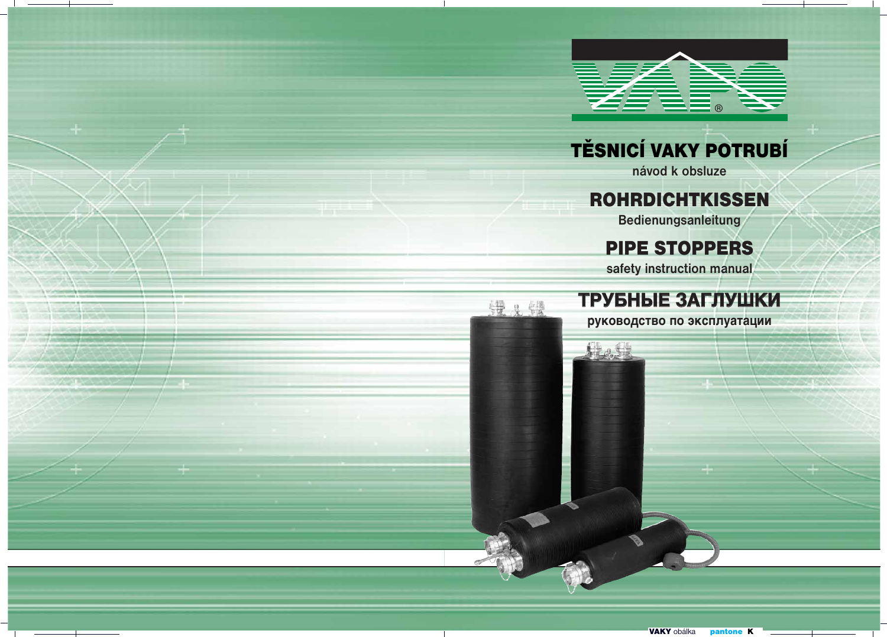VAPO®

# TĚSNICÍ VAKY POTRUBÍ

návod k obsluze

# ROHRDICHTKISSEN

Bedienungsanleitung

# PIPE STOPPERS

safety instruction manual

# ТРУБНЫЕ ЗАГЛУШКИ

руководство по эксплуатации